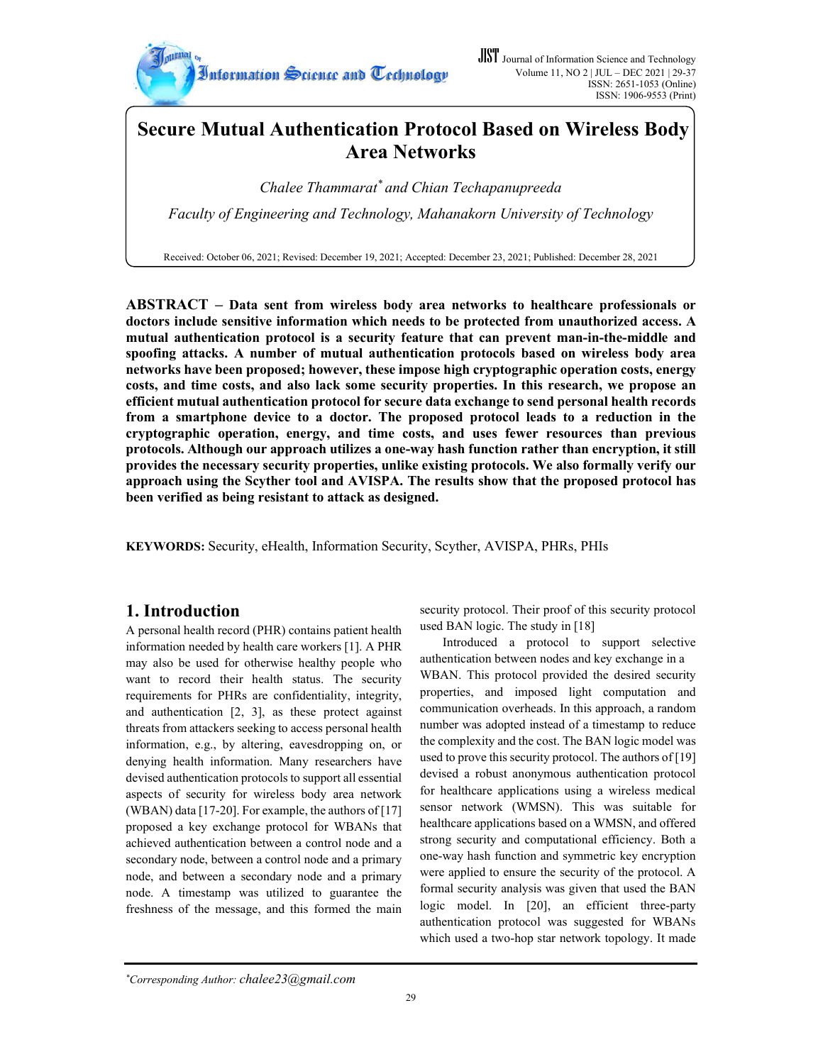# Secure Mutual Authentication Protocol Based on Wireless Body Area Networks

*Chalee Thammarat[*] and Chian Techapanupreeda*

*Faculty of Engineering and Technology, Mahanakorn University of Technology*

Received: October 06, 2021; Revised: December 19, 2021; Accepted: December 23, 2021; Published: December 28, 2021

**ABSTRACT – Data sent from wireless body area networks to healthcare professionals or doctors include sensitive information which needs to be protected from unauthorized access. A mutual authentication protocol is a security feature that can prevent man-in-the-middle and spoofing attacks. A number of mutual authentication protocols based on wireless body area networks have been proposed; however, these impose high cryptographic operation costs, energy costs, and time costs, and also lack some security properties. In this research, we propose an efficient mutual authentication protocol for secure data exchange to send personal health records from a smartphone device to a doctor. The proposed protocol leads to a reduction in the cryptographic operation, energy, and time costs, and uses fewer resources than previous protocols. Although our approach utilizes a one-way hash function rather than encryption, it still provides the necessary security properties, unlike existing protocols. We also formally verify our approach using the Scyther tool and AVISPA. The results show that the proposed protocol has been verified as being resistant to attack as designed.**

**KEYWORDS:** Security, eHealth, Information Security, Scyther, AVISPA, PHRs, PHIs

## 1. Introduction

A personal health record (PHR) contains patient health information needed by health care workers [1]. A PHR may also be used for otherwise healthy people who want to record their health status. The security requirements for PHRs are confidentiality, integrity, and authentication [2, 3], as these protect against threats from attackers seeking to access personal health information, e.g., by altering, eavesdropping on, or denying health information. Many researchers have devised authentication protocols to support all essential aspects of security for wireless body area network (WBAN) data [17-20]. For example, the authors of [17] proposed a key exchange protocol for WBANs that achieved authentication between a control node and a secondary node, between a control node and a primary node, and between a secondary node and a primary node. A timestamp was utilized to guarantee the freshness of the message, and this formed the main security protocol. Their proof of this security protocol used BAN logic. The study in [18]

Introduced a protocol to support selective authentication between nodes and key exchange in a WBAN. This protocol provided the desired security properties, and imposed light computation and communication overheads. In this approach, a random number was adopted instead of a timestamp to reduce the complexity and the cost. The BAN logic model was used to prove this security protocol. The authors of [19] devised a robust anonymous authentication protocol for healthcare applications using a wireless medical sensor network (WMSN). This was suitable for healthcare applications based on a WMSN, and offered strong security and computational efficiency. Both a one-way hash function and symmetric key encryption were applied to ensure the security of the protocol. A formal security analysis was given that used the BAN logic model. In [20], an efficient three-party authentication protocol was suggested for WBANs which used a two-hop star network topology. It made

[*]*Corresponding Author:* chalee23@gmail.com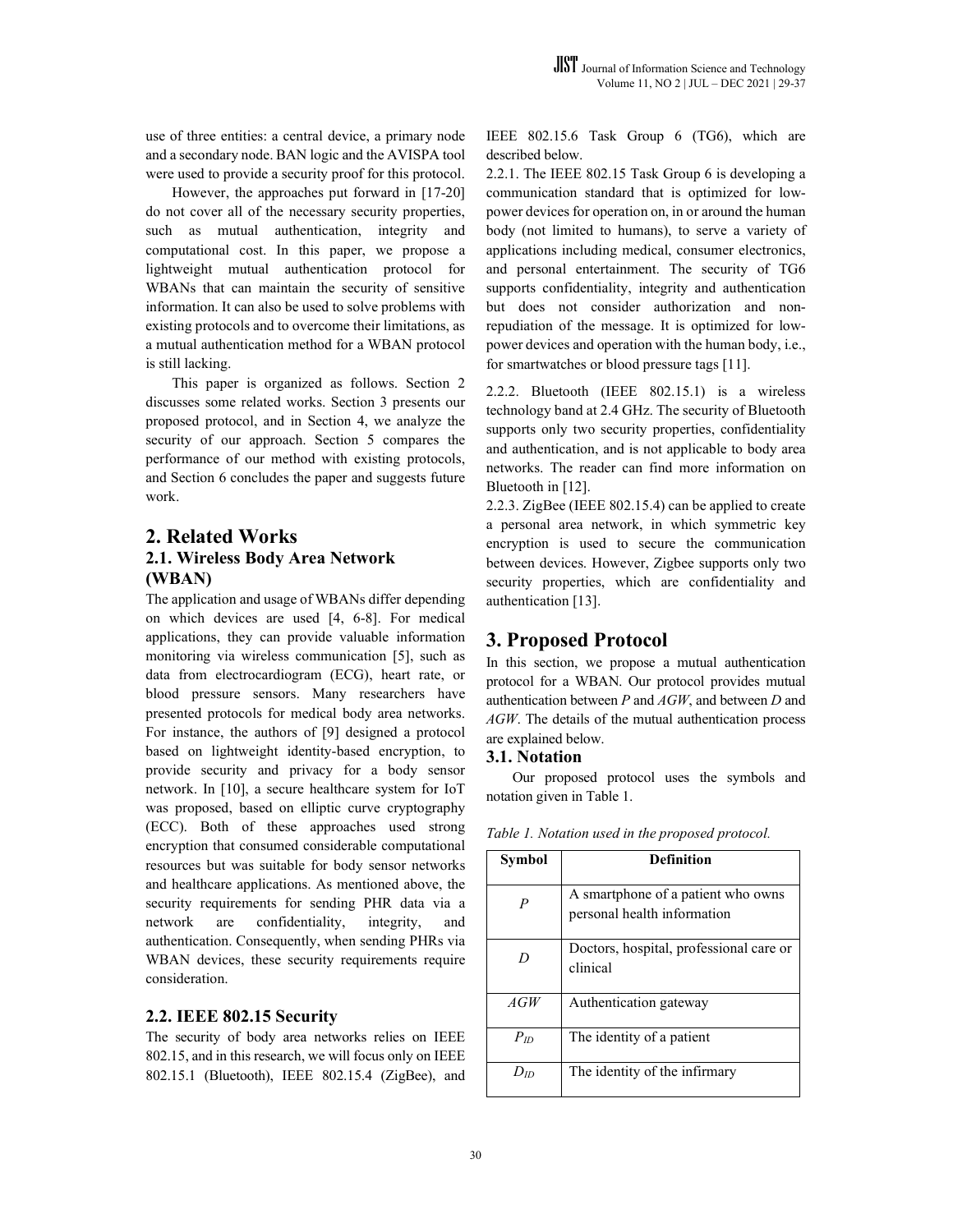use of three entities: a central device, a primary node and a secondary node. BAN logic and the AVISPA tool were used to provide a security proof for this protocol.

However, the approaches put forward in [17-20] do not cover all of the necessary security properties, such as mutual authentication, integrity and computational cost. In this paper, we propose a lightweight mutual authentication protocol for WBANs that can maintain the security of sensitive information. It can also be used to solve problems with existing protocols and to overcome their limitations, as a mutual authentication method for a WBAN protocol is still lacking.

This paper is organized as follows. Section 2 discusses some related works. Section 3 presents our proposed protocol, and in Section 4, we analyze the security of our approach. Section 5 compares the performance of our method with existing protocols, and Section 6 concludes the paper and suggests future work.

# 2. Related Works

## 2.1. Wireless Body Area Network (WBAN)

The application and usage of WBANs differ depending on which devices are used [4, 6-8]. For medical applications, they can provide valuable information monitoring via wireless communication [5], such as data from electrocardiogram (ECG), heart rate, or blood pressure sensors. Many researchers have presented protocols for medical body area networks. For instance, the authors of [9] designed a protocol based on lightweight identity-based encryption, to provide security and privacy for a body sensor network. In [10], a secure healthcare system for IoT was proposed, based on elliptic curve cryptography (ECC). Both of these approaches used strong encryption that consumed considerable computational resources but was suitable for body sensor networks and healthcare applications. As mentioned above, the security requirements for sending PHR data via a network are confidentiality, integrity, and authentication. Consequently, when sending PHRs via WBAN devices, these security requirements require consideration.

## 2.2. IEEE 802.15 Security

The security of body area networks relies on IEEE 802.15, and in this research, we will focus only on IEEE 802.15.1 (Bluetooth), IEEE 802.15.4 (ZigBee), and IEEE 802.15.6 Task Group 6 (TG6), which are described below.

2.2.1. The IEEE 802.15 Task Group 6 is developing a communication standard that is optimized for low-power devices for operation on, in or around the human body (not limited to humans), to serve a variety of applications including medical, consumer electronics, and personal entertainment. The security of TG6 supports confidentiality, integrity and authentication but does not consider authorization and non-repudiation of the message. It is optimized for low-power devices and operation with the human body, i.e., for smartwatches or blood pressure tags [11].

2.2.2. Bluetooth (IEEE 802.15.1) is a wireless technology band at 2.4 GHz. The security of Bluetooth supports only two security properties, confidentiality and authentication, and is not applicable to body area networks. The reader can find more information on Bluetooth in [12].

2.2.3. ZigBee (IEEE 802.15.4) can be applied to create a personal area network, in which symmetric key encryption is used to secure the communication between devices. However, Zigbee supports only two security properties, which are confidentiality and authentication [13].

# 3. Proposed Protocol

In this section, we propose a mutual authentication protocol for a WBAN. Our protocol provides mutual authentication between $P$ and $AGW$, and between $D$ and $AGW$. The details of the mutual authentication process are explained below.

## 3.1. Notation

Our proposed protocol uses the symbols and notation given in Table 1.

*Table 1. Notation used in the proposed protocol.*

| Symbol | Definition |
| --- | --- |
| $P$ | A smartphone of a patient who owns personal health information |
| $D$ | Doctors, hospital, professional care or clinical |
| $AGW$ | Authentication gateway |
| $P_{ID}$ | The identity of a patient |
| $D_{ID}$ | The identity of the infirmary |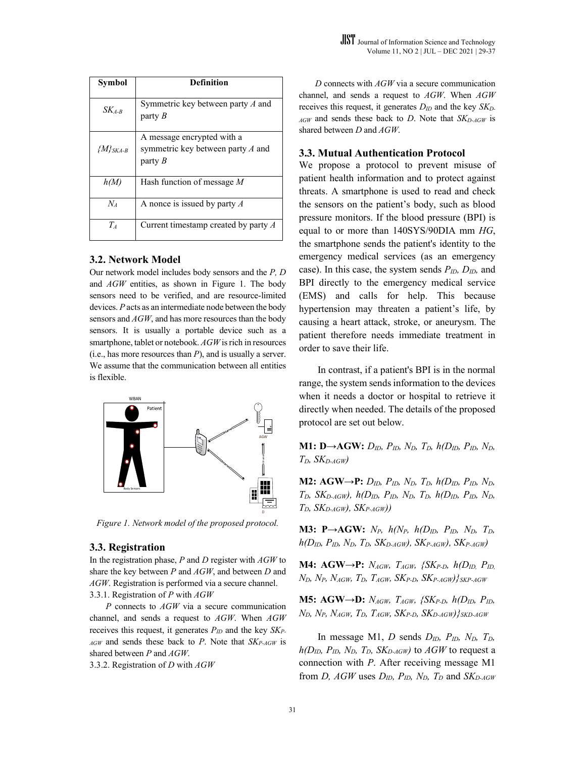| Symbol | Definition |
| --- | --- |
| $SK_{A\text{-}B}$ | Symmetric key between party *A* and party *B* |
| $\{M\}_{SKA\text{-}B}$ | A message encrypted with a symmetric key between party *A* and party *B* |
| $h(M)$ | Hash function of message *M* |
| $N_A$ | A nonce is issued by party *A* |
| $T_A$ | Current timestamp created by party *A* |

### 3.2. Network Model

Our network model includes body sensors and the *P, D* and *AGW* entities, as shown in Figure 1. The body sensors need to be verified, and are resource-limited devices. *P* acts as an intermediate node between the body sensors and *AGW*, and has more resources than the body sensors. It is usually a portable device such as a smartphone, tablet or notebook. *AGW* is rich in resources (i.e., has more resources than *P*), and is usually a server. We assume that the communication between all entities is flexible.

*Figure 1. Network model of the proposed protocol.*

### 3.3. Registration

In the registration phase, *P* and *D* register with *AGW* to share the key between *P* and *AGW*, and between *D* and *AGW*. Registration is performed via a secure channel.

3.3.1. Registration of *P* with *AGW*

*P* connects to *AGW* via a secure communication channel, and sends a request to *AGW*. When *AGW* receives this request, it generates $P_{ID}$ and the key $SK_{P\text{-}AGW}$ and sends these back to *P*. Note that $SK_{P\text{-}AGW}$ is shared between *P* and *AGW*.

3.3.2. Registration of *D* with *AGW*

*D* connects with *AGW* via a secure communication channel, and sends a request to *AGW*. When *AGW* receives this request, it generates $D_{ID}$ and the key $SK_{D\text{-}AGW}$ and sends these back to *D*. Note that $SK_{D\text{-}AGW}$ is shared between *D* and *AGW*.

### 3.3. Mutual Authentication Protocol

We propose a protocol to prevent misuse of patient health information and to protect against threats. A smartphone is used to read and check the sensors on the patient's body, such as blood pressure monitors. If the blood pressure (BPI) is equal to or more than 140SYS/90DIA mm *HG*, the smartphone sends the patient's identity to the emergency medical services (as an emergency case). In this case, the system sends $P_{ID}$, $D_{ID}$, and BPI directly to the emergency medical service (EMS) and calls for help. This because hypertension may threaten a patient's life, by causing a heart attack, stroke, or aneurysm. The patient therefore needs immediate treatment in order to save their life.

In contrast, if a patient's BPI is in the normal range, the system sends information to the devices when it needs a doctor or hospital to retrieve it directly when needed. The details of the proposed protocol are set out below.

**M1: D→AGW:** $D_{ID}, P_{ID}, N_D, T_D, h(D_{ID}, P_{ID}, N_D, T_D, SK_{D\text{-}AGW})$

**M2: AGW→P:** $D_{ID}, P_{ID}, N_D, T_D, h(D_{ID}, P_{ID}, N_D, T_D, SK_{D\text{-}AGW}), h(D_{ID}, P_{ID}, N_D, T_D, h(D_{ID}, P_{ID}, N_D, T_D, SK_{D\text{-}AGW}), SK_{P\text{-}AGW}))$

**M3: P→AGW:** $N_P, h(N_P, h(D_{ID}, P_{ID}, N_D, T_D, h(D_{ID}, P_{ID}, N_D, T_D, SK_{D\text{-}AGW}), SK_{P\text{-}AGW}), SK_{P\text{-}AGW})$

**M4: AGW→P:** $N_{AGW}, T_{AGW}, \{SK_{P\text{-}D}, h(D_{ID}, P_{ID}, N_D, N_P, N_{AGW}, T_D, T_{AGW}, SK_{P\text{-}D}, SK_{P\text{-}AGW})\}_{SKP\text{-}AGW}$

**M5: AGW→D:** $N_{AGW}, T_{AGW}, \{SK_{P\text{-}D}, h(D_{ID}, P_{ID}, N_D, N_P, N_{AGW}, T_D, T_{AGW}, SK_{P\text{-}D}, SK_{D\text{-}AGW})\}_{SKD\text{-}AGW}$

In message M1, *D* sends $D_{ID}$, $P_{ID}$, $N_D$, $T_D$, $h(D_{ID}, P_{ID}, N_D, T_D, SK_{D\text{-}AGW})$ to *AGW* to request a connection with *P*. After receiving message M1 from *D, AGW* uses $D_{ID}$, $P_{ID}$, $N_D$, $T_D$ and $SK_{D\text{-}AGW}$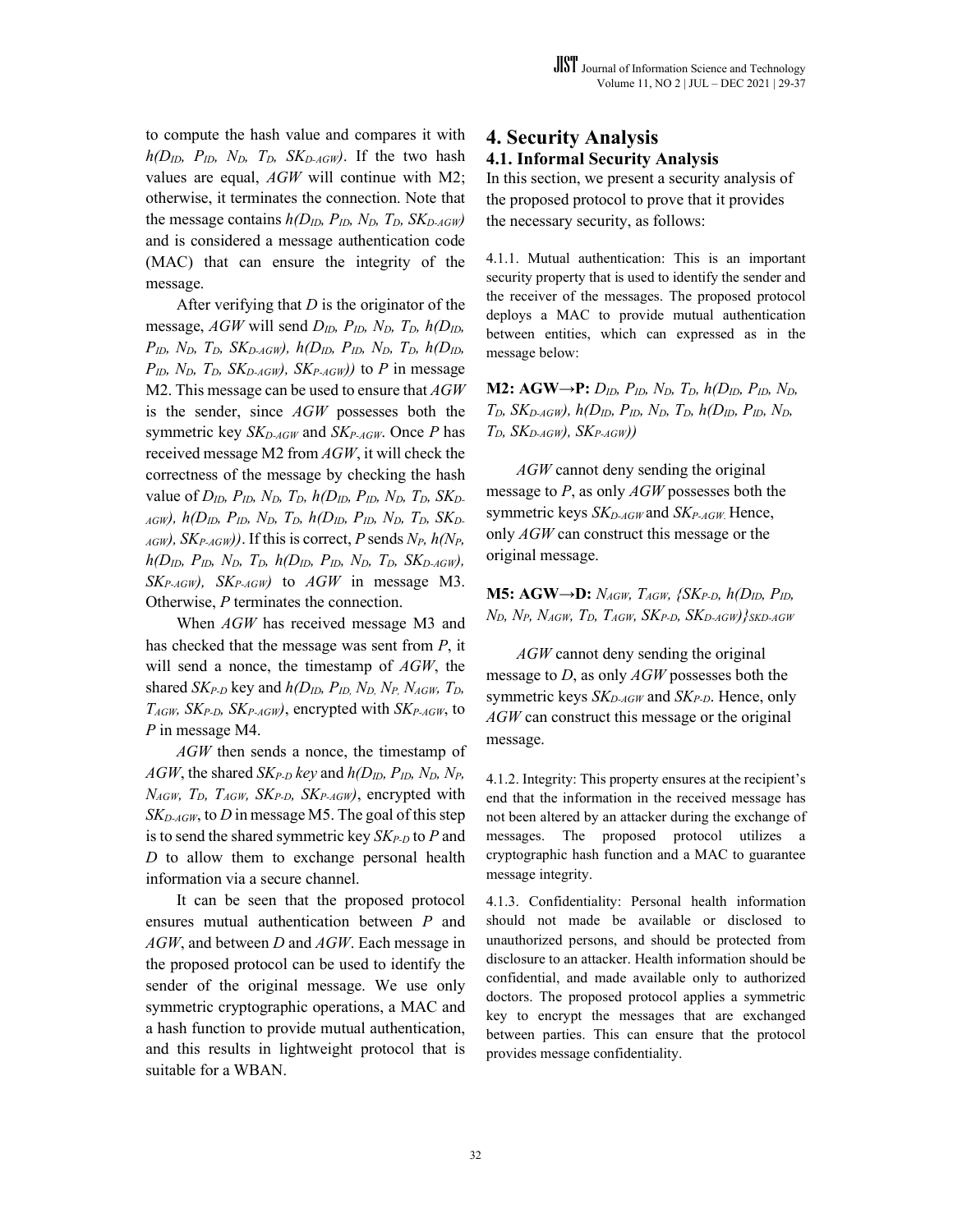to compute the hash value and compares it with $h(D_{ID}, P_{ID}, N_D, T_D, SK_{D\text{-}AGW})$. If the two hash values are equal, *AGW* will continue with M2; otherwise, it terminates the connection. Note that the message contains $h(D_{ID}, P_{ID}, N_D, T_D, SK_{D\text{-}AGW})$ and is considered a message authentication code (MAC) that can ensure the integrity of the message.

After verifying that *D* is the originator of the message, *AGW* will send $D_{ID}, P_{ID}, N_D, T_D, h(D_{ID}, P_{ID}, N_D, T_D, SK_{D\text{-}AGW}), h(D_{ID}, P_{ID}, N_D, T_D, h(D_{ID}, P_{ID}, N_D, T_D, SK_{D\text{-}AGW}), SK_{P\text{-}AGW}))$ to *P* in message M2. This message can be used to ensure that *AGW* is the sender, since *AGW* possesses both the symmetric key $SK_{D\text{-}AGW}$ and $SK_{P\text{-}AGW}$. Once *P* has received message M2 from *AGW*, it will check the correctness of the message by checking the hash value of $D_{ID}, P_{ID}, N_D, T_D, h(D_{ID}, P_{ID}, N_D, T_D, SK_{D\text{-}AGW}), h(D_{ID}, P_{ID}, N_D, T_D, h(D_{ID}, P_{ID}, N_D, T_D, SK_{D\text{-}AGW}), SK_{P\text{-}AGW}))$. If this is correct, *P* sends $N_P, h(N_P, h(D_{ID}, P_{ID}, N_D, T_D, h(D_{ID}, P_{ID}, N_D, T_D, SK_{D\text{-}AGW}), SK_{P\text{-}AGW}), SK_{P\text{-}AGW})$ to *AGW* in message M3. Otherwise, *P* terminates the connection.

When *AGW* has received message M3 and has checked that the message was sent from *P*, it will send a nonce, the timestamp of *AGW*, the shared $SK_{P\text{-}D}$ key and $h(D_{ID}, P_{ID}, N_D, N_P, N_{AGW}, T_D, T_{AGW}, SK_{P\text{-}D}, SK_{P\text{-}AGW})$, encrypted with $SK_{P\text{-}AGW}$, to *P* in message M4.

*AGW* then sends a nonce, the timestamp of *AGW*, the shared $SK_{P\text{-}D}$ *key* and $h(D_{ID}, P_{ID}, N_D, N_P, N_{AGW}, T_D, T_{AGW}, SK_{P\text{-}D}, SK_{P\text{-}AGW})$, encrypted with $SK_{D\text{-}AGW}$, to *D* in message M5. The goal of this step is to send the shared symmetric key $SK_{P\text{-}D}$ to *P* and *D* to allow them to exchange personal health information via a secure channel.

It can be seen that the proposed protocol ensures mutual authentication between *P* and *AGW*, and between *D* and *AGW*. Each message in the proposed protocol can be used to identify the sender of the original message. We use only symmetric cryptographic operations, a MAC and a hash function to provide mutual authentication, and this results in lightweight protocol that is suitable for a WBAN.

# 4. Security Analysis

## 4.1. Informal Security Analysis

In this section, we present a security analysis of the proposed protocol to prove that it provides the necessary security, as follows:

4.1.1. Mutual authentication: This is an important security property that is used to identify the sender and the receiver of the messages. The proposed protocol deploys a MAC to provide mutual authentication between entities, which can expressed as in the message below:

**M2: AGW→P:** $D_{ID}, P_{ID}, N_D, T_D, h(D_{ID}, P_{ID}, N_D, T_D, SK_{D\text{-}AGW}), h(D_{ID}, P_{ID}, N_D, T_D, h(D_{ID}, P_{ID}, N_D, T_D, SK_{D\text{-}AGW}), SK_{P\text{-}AGW}))$

*AGW* cannot deny sending the original message to *P*, as only *AGW* possesses both the symmetric keys $SK_{D\text{-}AGW}$ and $SK_{P\text{-}AGW}$. Hence, only *AGW* can construct this message or the original message.

**M5: AGW→D:** $N_{AGW}, T_{AGW}, \{SK_{P\text{-}D}, h(D_{ID}, P_{ID}, N_D, N_P, N_{AGW}, T_D, T_{AGW}, SK_{P\text{-}D}, SK_{D\text{-}AGW})\}_{SKD\text{-}AGW}$

*AGW* cannot deny sending the original message to *D*, as only *AGW* possesses both the symmetric keys $SK_{D\text{-}AGW}$ and $SK_{P\text{-}D}$. Hence, only *AGW* can construct this message or the original message.

4.1.2. Integrity: This property ensures at the recipient's end that the information in the received message has not been altered by an attacker during the exchange of messages. The proposed protocol utilizes a cryptographic hash function and a MAC to guarantee message integrity.

4.1.3. Confidentiality: Personal health information should not made be available or disclosed to unauthorized persons, and should be protected from disclosure to an attacker. Health information should be confidential, and made available only to authorized doctors. The proposed protocol applies a symmetric key to encrypt the messages that are exchanged between parties. This can ensure that the protocol provides message confidentiality.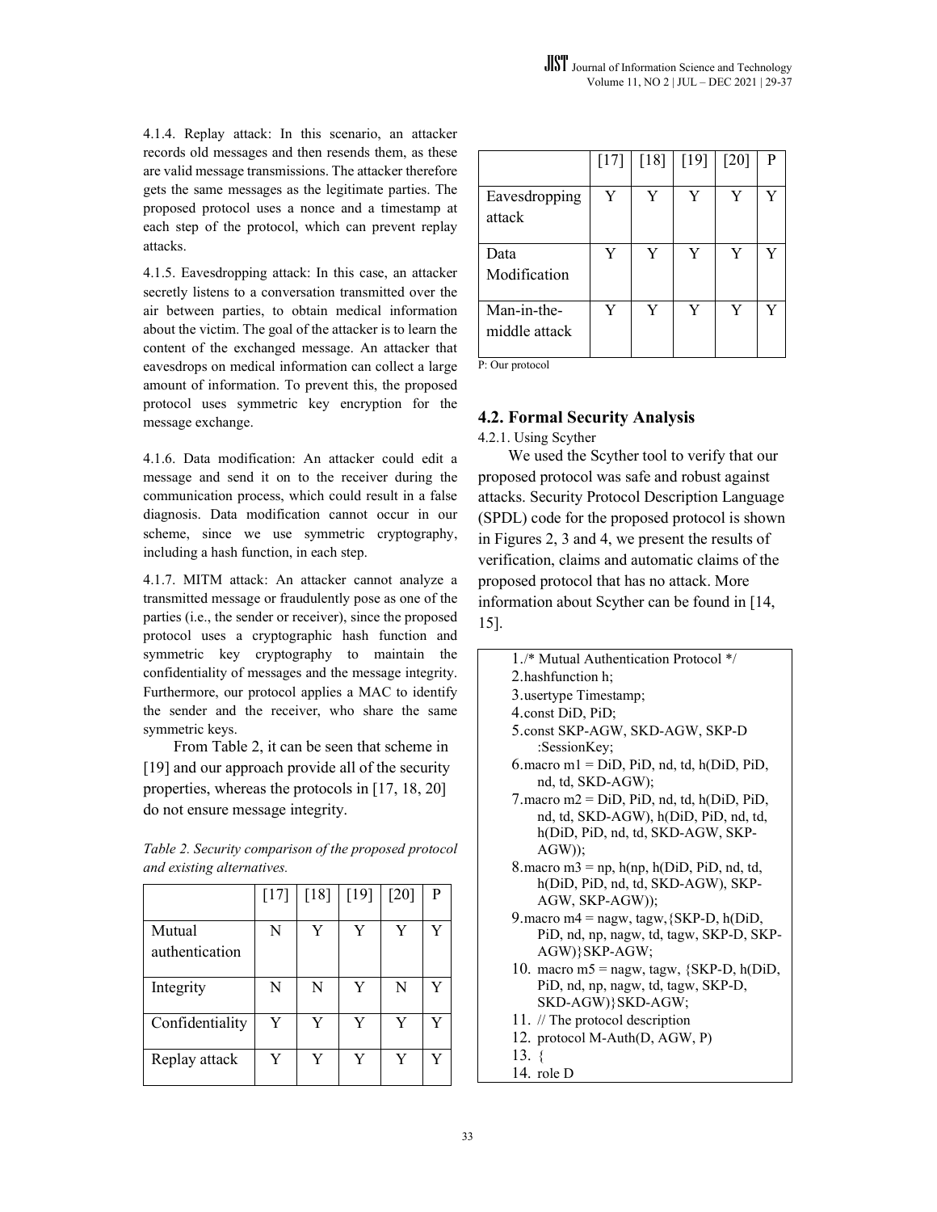4.1.4. Replay attack: In this scenario, an attacker records old messages and then resends them, as these are valid message transmissions. The attacker therefore gets the same messages as the legitimate parties. The proposed protocol uses a nonce and a timestamp at each step of the protocol, which can prevent replay attacks.

4.1.5. Eavesdropping attack: In this case, an attacker secretly listens to a conversation transmitted over the air between parties, to obtain medical information about the victim. The goal of the attacker is to learn the content of the exchanged message. An attacker that eavesdrops on medical information can collect a large amount of information. To prevent this, the proposed protocol uses symmetric key encryption for the message exchange.

4.1.6. Data modification: An attacker could edit a message and send it on to the receiver during the communication process, which could result in a false diagnosis. Data modification cannot occur in our scheme, since we use symmetric cryptography, including a hash function, in each step.

4.1.7. MITM attack: An attacker cannot analyze a transmitted message or fraudulently pose as one of the parties (i.e., the sender or receiver), since the proposed protocol uses a cryptographic hash function and symmetric key cryptography to maintain the confidentiality of messages and the message integrity. Furthermore, our protocol applies a MAC to identify the sender and the receiver, who share the same symmetric keys.

From Table 2, it can be seen that scheme in [19] and our approach provide all of the security properties, whereas the protocols in [17, 18, 20] do not ensure message integrity.

*Table 2. Security comparison of the proposed protocol and existing alternatives.*

| | [17] | [18] | [19] | [20] | P |
|---|---|---|---|---|---|
| Mutual authentication | N | Y | Y | Y | Y |
| Integrity | N | N | Y | N | Y |
| Confidentiality | Y | Y | Y | Y | Y |
| Replay attack | Y | Y | Y | Y | Y |
| Eavesdropping attack | Y | Y | Y | Y | Y |
| Data Modification | Y | Y | Y | Y | Y |
| Man-in-the-middle attack | Y | Y | Y | Y | Y |

P: Our protocol

## 4.2. Formal Security Analysis

4.2.1. Using Scyther

We used the Scyther tool to verify that our proposed protocol was safe and robust against attacks. Security Protocol Description Language (SPDL) code for the proposed protocol is shown in Figures 2, 3 and 4, we present the results of verification, claims and automatic claims of the proposed protocol that has no attack. More information about Scyther can be found in [14, 15].

```
1./* Mutual Authentication Protocol */
2.hashfunction h;
3.usertype Timestamp;
4.const DiD, PiD;
5.const SKP-AGW, SKD-AGW, SKP-D
    :SessionKey;
6.macro m1 = DiD, PiD, nd, td, h(DiD, PiD,
    nd, td, SKD-AGW);
7.macro m2 = DiD, PiD, nd, td, h(DiD, PiD,
    nd, td, SKD-AGW), h(DiD, PiD, nd, td,
    h(DiD, PiD, nd, td, SKD-AGW, SKP-
    AGW));
8.macro m3 = np, h(np, h(DiD, PiD, nd, td,
    h(DiD, PiD, nd, td, SKD-AGW), SKP-
    AGW, SKP-AGW));
9.macro m4 = nagw, tagw,{SKP-D, h(DiD,
    PiD, nd, np, nagw, td, tagw, SKP-D, SKP-
    AGW)}SKP-AGW;
10. macro m5 = nagw, tagw, {SKP-D, h(DiD,
    PiD, nd, np, nagw, td, tagw, SKP-D,
    SKD-AGW)}SKD-AGW;
11. // The protocol description
12. protocol M-Auth(D, AGW, P)
13. {
14. role D
```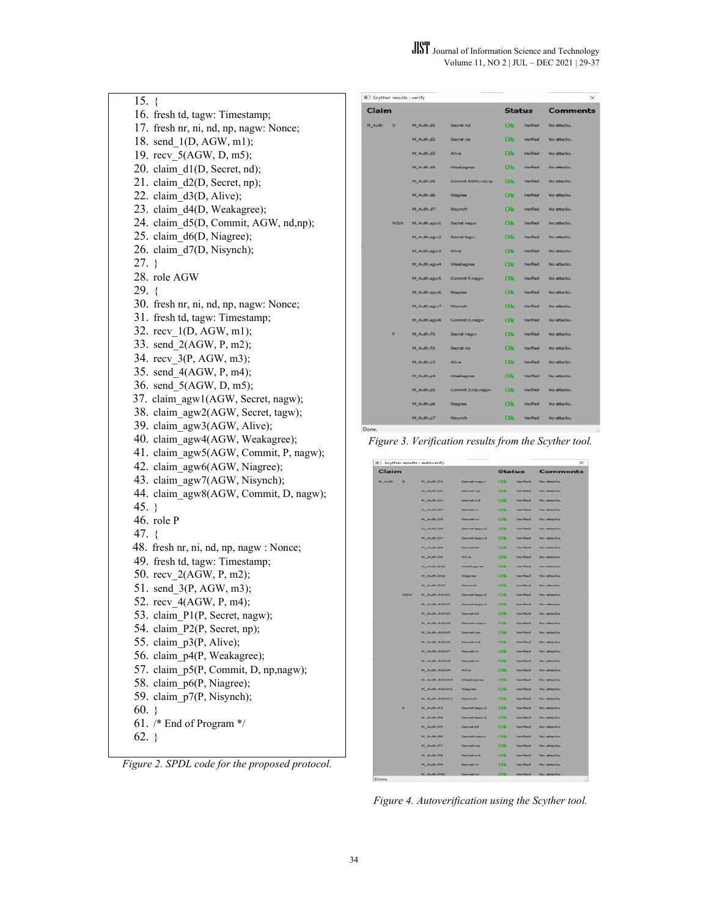```
15. {
16. fresh td, tagw: Timestamp;
17. fresh nr, ni, nd, np, nagw: Nonce;
18. send_1(D, AGW, m1);
19. recv_5(AGW, D, m5);
20. claim_d1(D, Secret, nd);
21. claim_d2(D, Secret, np);
22. claim_d3(D, Alive);
23. claim_d4(D, Weakagree);
24. claim_d5(D, Commit, AGW, nd,np);
25. claim_d6(D, Niagree);
26. claim_d7(D, Nisynch);
27. }
28. role AGW
29. {
30. fresh nr, ni, nd, np, nagw: Nonce;
31. fresh td, tagw: Timestamp;
32. recv_1(D, AGW, m1);
33. send_2(AGW, P, m2);
34. recv_3(P, AGW, m3);
35. send_4(AGW, P, m4);
36. send_5(AGW, D, m5);
37. claim_agw1(AGW, Secret, nagw);
38. claim_agw2(AGW, Secret, tagw);
39. claim_agw3(AGW, Alive);
40. claim_agw4(AGW, Weakagree);
41. claim_agw5(AGW, Commit, P, nagw);
42. claim_agw6(AGW, Niagree);
43. claim_agw7(AGW, Nisynch);
44. claim_agw8(AGW, Commit, D, nagw);
45. }
46. role P
47. {
48. fresh nr, ni, nd, np, nagw : Nonce;
49. fresh td, tagw: Timestamp;
50. recv_2(AGW, P, m2);
51. send_3(P, AGW, m3);
52. recv_4(AGW, P, m4);
53. claim_P1(P, Secret, nagw);
54. claim_P2(P, Secret, np);
55. claim_p3(P, Alive);
56. claim_p4(P, Weakagree);
57. claim_p5(P, Commit, D, np,nagw);
58. claim_p6(P, Niagree);
59. claim_p7(P, Nisynch);
60. }
61. /* End of Program */
62. }
```

*Figure 2. SPDL code for the proposed protocol.*

Scyther results : verify

| Claim | | | | Status | | Comments |
|---|---|---|---|---|---|---|
| M_Auth | D | M_Auth,d1 | Secret nd | Ok | Verified | No attacks. |
| | | M_Auth,d2 | Secret np | Ok | Verified | No attacks. |
| | | M_Auth,d3 | Alive | Ok | Verified | No attacks. |
| | | M_Auth,d4 | Weakagree | Ok | Verified | No attacks. |
| | | M_Auth,d5 | Commit AGW,nd,np | Ok | Verified | No attacks. |
| | | M_Auth,d6 | Niagree | Ok | Verified | No attacks. |
| | | M_Auth,d7 | Nisynch | Ok | Verified | No attacks. |
| | AGW | M_Auth,agw1 | Secret nagw | Ok | Verified | No attacks. |
| | | M_Auth,agw2 | Secret tagw | Ok | Verified | No attacks. |
| | | M_Auth,agw3 | Alive | Ok | Verified | No attacks. |
| | | M_Auth,agw4 | Weakagree | Ok | Verified | No attacks. |
| | | M_Auth,agw5 | Commit P,nagw | Ok | Verified | No attacks. |
| | | M_Auth,agw6 | Niagree | Ok | Verified | No attacks. |
| | | M_Auth,agw7 | Nisynch | Ok | Verified | No attacks. |
| | | M_Auth,agw8 | Commit D,nagw | Ok | Verified | No attacks. |
| | P | M_Auth,P1 | Secret nagw | Ok | Verified | No attacks. |
| | | M_Auth,P2 | Secret np | Ok | Verified | No attacks. |
| | | M_Auth,p3 | Alive | Ok | Verified | No attacks. |
| | | M_Auth,p4 | Weakagree | Ok | Verified | No attacks. |
| | | M_Auth,p5 | Commit D,np,nagw | Ok | Verified | No attacks. |
| | | M_Auth,p6 | Niagree | Ok | Verified | No attacks. |
| | | M_Auth,p7 | Nisynch | Ok | Verified | No attacks. |

Done.

*Figure 3. Verification results from the Scyther tool.*

Scyther results : autoverify

| Claim | | | | Status | | Comments |
|---|---|---|---|---|---|---|
| M_Auth | D | M_Auth,D1 | Secret nagw | Ok | Verified | No attacks. |
| | | M_Auth,D2 | Secret np | Ok | Verified | No attacks. |
| | | M_Auth,D3 | Secret nd | Ok | Verified | No attacks. |
| | | M_Auth,D4 | Secret nr | Ok | Verified | No attacks. |
| | | M_Auth,D5 | Secret ni | Ok | Verified | No attacks. |
| | | M_Auth,D6 | Secret tagw2 | Ok | Verified | No attacks. |
| | | M_Auth,D7 | Secret tagw1 | Ok | Verified | No attacks. |
| | | M_Auth,D8 | Secret td | Ok | Verified | No attacks. |
| | | M_Auth,D9 | Alive | Ok | Verified | No attacks. |
| | | M_Auth,D10 | Weakagree | Ok | Verified | No attacks. |
| | | M_Auth,D11 | Niagree | Ok | Verified | No attacks. |
| | | M_Auth,D12 | Nisynch | Ok | Verified | No attacks. |
| | AGW | M_Auth,AGW1 | Secret tagw2 | Ok | Verified | No attacks. |
| | | M_Auth,AGW2 | Secret tagw1 | Ok | Verified | No attacks. |
| | | M_Auth,AGW3 | Secret td | Ok | Verified | No attacks. |
| | | M_Auth,AGW4 | Secret nagw | Ok | Verified | No attacks. |
| | | M_Auth,AGW5 | Secret np | Ok | Verified | No attacks. |
| | | M_Auth,AGW6 | Secret nd | Ok | Verified | No attacks. |
| | | M_Auth,AGW7 | Secret ni | Ok | Verified | No attacks. |
| | | M_Auth,AGW8 | Secret nr | Ok | Verified | No attacks. |
| | | M_Auth,AGW9 | Alive | Ok | Verified | No attacks. |
| | | M_Auth,AGW10 | Weakagree | Ok | Verified | No attacks. |
| | | M_Auth,AGW11 | Niagree | Ok | Verified | No attacks. |
| | | M_Auth,AGW12 | Nisynch | Ok | Verified | No attacks. |
| | P | M_Auth,P3 | Secret tagw2 | Ok | Verified | No attacks. |
| | | M_Auth,P4 | Secret tagw1 | Ok | Verified | No attacks. |
| | | M_Auth,P5 | Secret td | Ok | Verified | No attacks. |
| | | M_Auth,P6 | Secret nagw | Ok | Verified | No attacks. |
| | | M_Auth,P7 | Secret np | Ok | Verified | No attacks. |
| | | M_Auth,P8 | Secret nd | Ok | Verified | No attacks. |
| | | M_Auth,P9 | Secret ni | Ok | Verified | No attacks. |
| | | M_Auth,P10 | Secret nr | Ok | Verified | No attacks. |

Done.

*Figure 4. Autoverification using the Scyther tool.*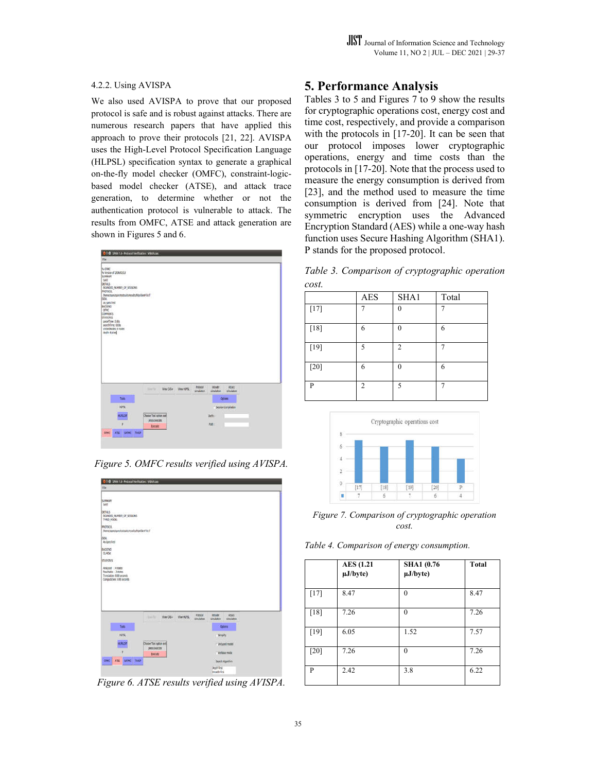#### 4.2.2. Using AVISPA

We also used AVISPA to prove that our proposed protocol is safe and is robust against attacks. There are numerous research papers that have applied this approach to prove their protocols [21, 22]. AVISPA uses the High-Level Protocol Specification Language (HLPSL) specification syntax to generate a graphical on-the-fly model checker (OMFC), constraint-logic-based model checker (ATSE), and attack trace generation, to determine whether or not the authentication protocol is vulnerable to attack. The results from OMFC, ATSE and attack generation are shown in Figures 5 and 6.

*Figure 5. OMFC results verified using AVISPA.*

*Figure 6. ATSE results verified using AVISPA.*

## 5. Performance Analysis

Tables 3 to 5 and Figures 7 to 9 show the results for cryptographic operations cost, energy cost and time cost, respectively, and provide a comparison with the protocols in [17-20]. It can be seen that our protocol imposes lower cryptographic operations, energy and time costs than the protocols in [17-20]. Note that the process used to measure the energy consumption is derived from [23], and the method used to measure the time consumption is derived from [24]. Note that symmetric encryption uses the Advanced Encryption Standard (AES) while a one-way hash function uses Secure Hashing Algorithm (SHA1). P stands for the proposed protocol.

*Table 3. Comparison of cryptographic operation cost.*

| | AES | SHA1 | Total |
|---|---|---|---|
| [17] | 7 | 0 | 7 |
| [18] | 6 | 0 | 6 |
| [19] | 5 | 2 | 7 |
| [20] | 6 | 0 | 6 |
| P | 2 | 5 | 7 |

*Figure 7. Comparison of cryptographic operation cost.*

*Table 4. Comparison of energy consumption.*

| | AES (1.21 µJ/byte) | SHA1 (0.76 µJ/byte) | Total |
|---|---|---|---|
| [17] | 8.47 | 0 | 8.47 |
| [18] | 7.26 | 0 | 7.26 |
| [19] | 6.05 | 1.52 | 7.57 |
| [20] | 7.26 | 0 | 7.26 |
| P | 2.42 | 3.8 | 6.22 |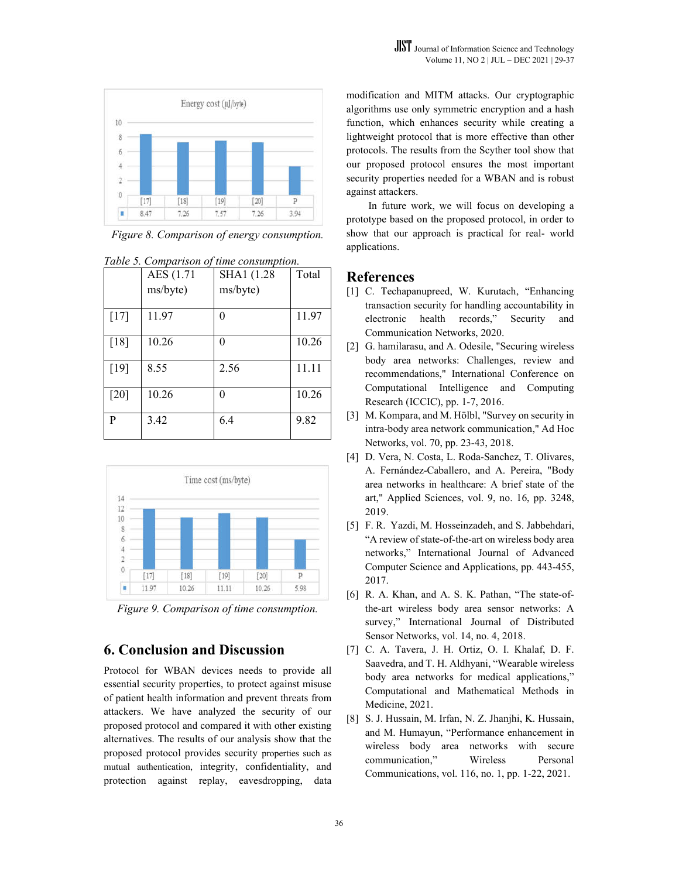Figure 8. Comparison of energy consumption.

Table 5. Comparison of time consumption.

| | AES (1.71 ms/byte) | SHA1 (1.28 ms/byte) | Total |
|---|---|---|---|
| [17] | 11.97 | 0 | 11.97 |
| [18] | 10.26 | 0 | 10.26 |
| [19] | 8.55 | 2.56 | 11.11 |
| [20] | 10.26 | 0 | 10.26 |
| P | 3.42 | 6.4 | 9.82 |

Figure 9. Comparison of time consumption.

## 6. Conclusion and Discussion

Protocol for WBAN devices needs to provide all essential security properties, to protect against misuse of patient health information and prevent threats from attackers. We have analyzed the security of our proposed protocol and compared it with other existing alternatives. The results of our analysis show that the proposed protocol provides security properties such as mutual authentication, integrity, confidentiality, and protection against replay, eavesdropping, data modification and MITM attacks. Our cryptographic algorithms use only symmetric encryption and a hash function, which enhances security while creating a lightweight protocol that is more effective than other protocols. The results from the Scyther tool show that our proposed protocol ensures the most important security properties needed for a WBAN and is robust against attackers.

In future work, we will focus on developing a prototype based on the proposed protocol, in order to show that our approach is practical for real- world applications.

## References

[1] C. Techapanupreed, W. Kurutach, "Enhancing transaction security for handling accountability in electronic health records," Security and Communication Networks, 2020.

[2] G. hamilarasu, and A. Odesile, "Securing wireless body area networks: Challenges, review and recommendations," International Conference on Computational Intelligence and Computing Research (ICCIC), pp. 1-7, 2016.

[3] M. Kompara, and M. Hölbl, "Survey on security in intra-body area network communication," Ad Hoc Networks, vol. 70, pp. 23-43, 2018.

[4] D. Vera, N. Costa, L. Roda-Sanchez, T. Olivares, A. Fernández-Caballero, and A. Pereira, "Body area networks in healthcare: A brief state of the art," Applied Sciences, vol. 9, no. 16, pp. 3248, 2019.

[5] F. R. Yazdi, M. Hosseinzadeh, and S. Jabbehdari, "A review of state-of-the-art on wireless body area networks," International Journal of Advanced Computer Science and Applications, pp. 443-455, 2017.

[6] R. A. Khan, and A. S. K. Pathan, "The state-of-the-art wireless body area sensor networks: A survey," International Journal of Distributed Sensor Networks, vol. 14, no. 4, 2018.

[7] C. A. Tavera, J. H. Ortiz, O. I. Khalaf, D. F. Saavedra, and T. H. Aldhyani, "Wearable wireless body area networks for medical applications," Computational and Mathematical Methods in Medicine, 2021.

[8] S. J. Hussain, M. Irfan, N. Z. Jhanjhi, K. Hussain, and M. Humayun, "Performance enhancement in wireless body area networks with secure communication," Wireless Personal Communications, vol. 116, no. 1, pp. 1-22, 2021.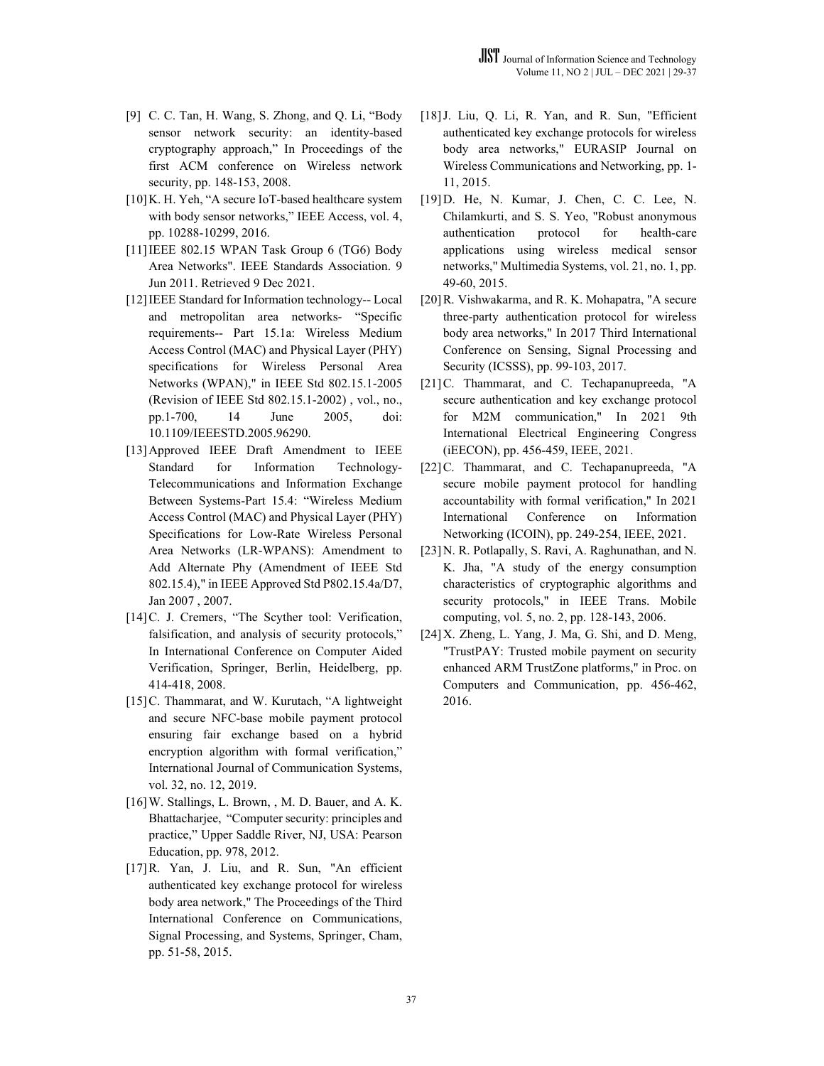[9] C. C. Tan, H. Wang, S. Zhong, and Q. Li, "Body sensor network security: an identity-based cryptography approach," In Proceedings of the first ACM conference on Wireless network security, pp. 148-153, 2008.

[10] K. H. Yeh, "A secure IoT-based healthcare system with body sensor networks," IEEE Access, vol. 4, pp. 10288-10299, 2016.

[11] IEEE 802.15 WPAN Task Group 6 (TG6) Body Area Networks". IEEE Standards Association. 9 Jun 2011. Retrieved 9 Dec 2021.

[12] IEEE Standard for Information technology-- Local and metropolitan area networks- "Specific requirements-- Part 15.1a: Wireless Medium Access Control (MAC) and Physical Layer (PHY) specifications for Wireless Personal Area Networks (WPAN)," in IEEE Std 802.15.1-2005 (Revision of IEEE Std 802.15.1-2002) , vol., no., pp.1-700, 14 June 2005, doi: 10.1109/IEEESTD.2005.96290.

[13] Approved IEEE Draft Amendment to IEEE Standard for Information Technology-Telecommunications and Information Exchange Between Systems-Part 15.4: "Wireless Medium Access Control (MAC) and Physical Layer (PHY) Specifications for Low-Rate Wireless Personal Area Networks (LR-WPANS): Amendment to Add Alternate Phy (Amendment of IEEE Std 802.15.4)," in IEEE Approved Std P802.15.4a/D7, Jan 2007 , 2007.

[14] C. J. Cremers, "The Scyther tool: Verification, falsification, and analysis of security protocols," In International Conference on Computer Aided Verification, Springer, Berlin, Heidelberg, pp. 414-418, 2008.

[15] C. Thammarat, and W. Kurutach, "A lightweight and secure NFC-base mobile payment protocol ensuring fair exchange based on a hybrid encryption algorithm with formal verification," International Journal of Communication Systems, vol. 32, no. 12, 2019.

[16] W. Stallings, L. Brown, , M. D. Bauer, and A. K. Bhattacharjee, "Computer security: principles and practice," Upper Saddle River, NJ, USA: Pearson Education, pp. 978, 2012.

[17] R. Yan, J. Liu, and R. Sun, "An efficient authenticated key exchange protocol for wireless body area network," The Proceedings of the Third International Conference on Communications, Signal Processing, and Systems, Springer, Cham, pp. 51-58, 2015.

[18] J. Liu, Q. Li, R. Yan, and R. Sun, "Efficient authenticated key exchange protocols for wireless body area networks," EURASIP Journal on Wireless Communications and Networking, pp. 1-11, 2015.

[19] D. He, N. Kumar, J. Chen, C. C. Lee, N. Chilamkurti, and S. S. Yeo, "Robust anonymous authentication protocol for health-care applications using wireless medical sensor networks," Multimedia Systems, vol. 21, no. 1, pp. 49-60, 2015.

[20] R. Vishwakarma, and R. K. Mohapatra, "A secure three-party authentication protocol for wireless body area networks," In 2017 Third International Conference on Sensing, Signal Processing and Security (ICSSS), pp. 99-103, 2017.

[21] C. Thammarat, and C. Techapanupreeda, "A secure authentication and key exchange protocol for M2M communication," In 2021 9th International Electrical Engineering Congress (iEECON), pp. 456-459, IEEE, 2021.

[22] C. Thammarat, and C. Techapanupreeda, "A secure mobile payment protocol for handling accountability with formal verification," In 2021 International Conference on Information Networking (ICOIN), pp. 249-254, IEEE, 2021.

[23] N. R. Potlapally, S. Ravi, A. Raghunathan, and N. K. Jha, "A study of the energy consumption characteristics of cryptographic algorithms and security protocols," in IEEE Trans. Mobile computing, vol. 5, no. 2, pp. 128-143, 2006.

[24] X. Zheng, L. Yang, J. Ma, G. Shi, and D. Meng, "TrustPAY: Trusted mobile payment on security enhanced ARM TrustZone platforms," in Proc. on Computers and Communication, pp. 456-462, 2016.